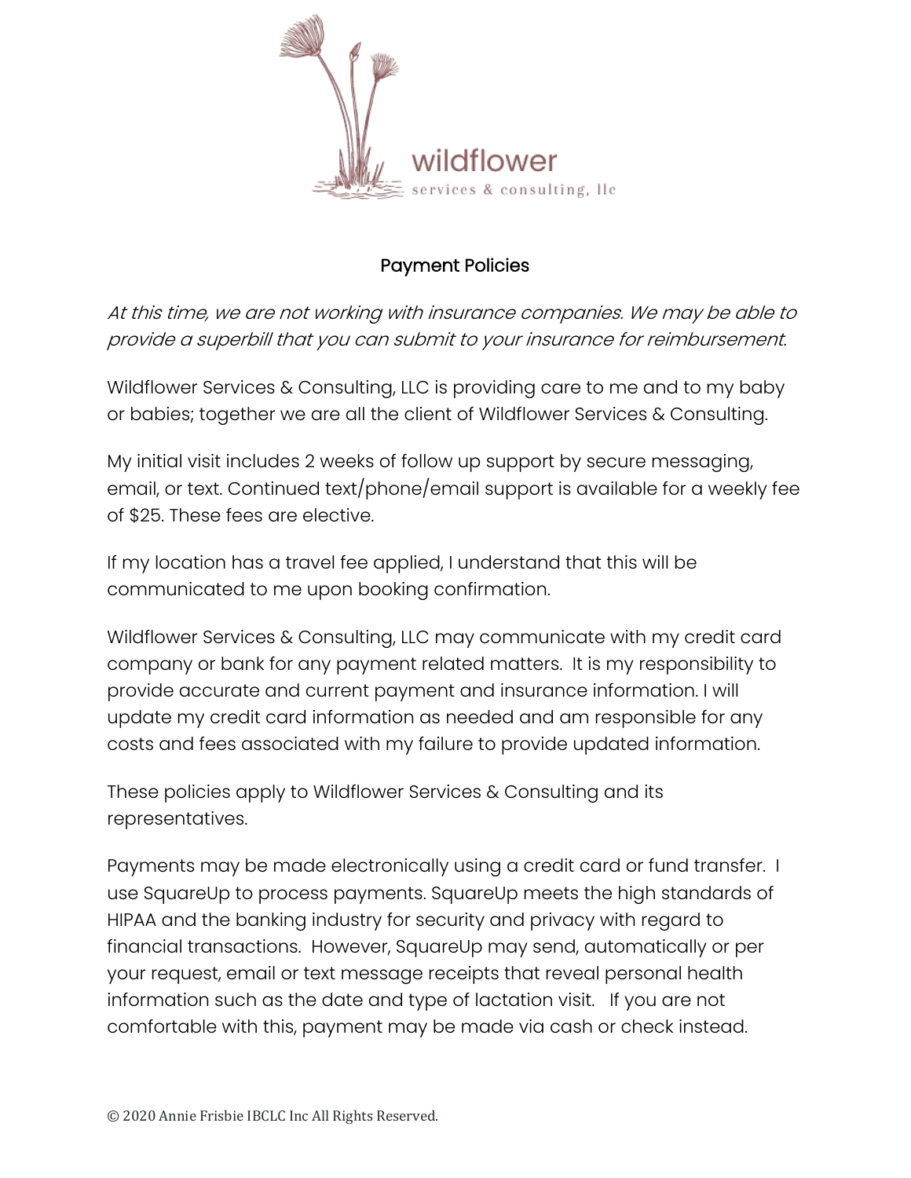wildflower

services & consulting, llc

## Payment Policies

*At this time, we are not working with insurance companies. We may be able to provide a superbill that you can submit to your insurance for reimbursement.*

Wildflower Services & Consulting, LLC is providing care to me and to my baby or babies; together we are all the client of Wildflower Services & Consulting.

My initial visit includes 2 weeks of follow up support by secure messaging, email, or text. Continued text/phone/email support is available for a weekly fee of $25. These fees are elective.

If my location has a travel fee applied, I understand that this will be communicated to me upon booking confirmation.

Wildflower Services & Consulting, LLC may communicate with my credit card company or bank for any payment related matters. It is my responsibility to provide accurate and current payment and insurance information. I will update my credit card information as needed and am responsible for any costs and fees associated with my failure to provide updated information.

These policies apply to Wildflower Services & Consulting and its representatives.

Payments may be made electronically using a credit card or fund transfer. I use SquareUp to process payments. SquareUp meets the high standards of HIPAA and the banking industry for security and privacy with regard to financial transactions. However, SquareUp may send, automatically or per your request, email or text message receipts that reveal personal health information such as the date and type of lactation visit. If you are not comfortable with this, payment may be made via cash or check instead.

© 2020 Annie Frisbie IBCLC Inc All Rights Reserved.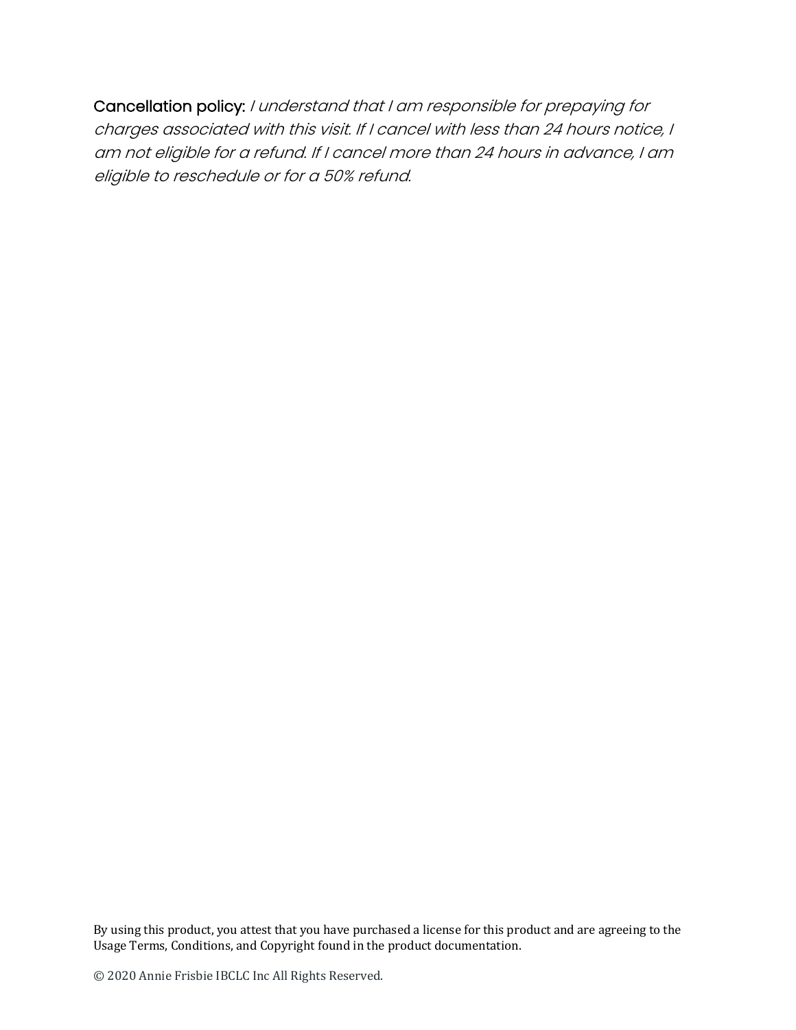Cancellation policy: *I understand that I am responsible for prepaying for charges associated with this visit. If I cancel with less than 24 hours notice, I am not eligible for a refund. If I cancel more than 24 hours in advance, I am eligible to reschedule or for a 50% refund.*

By using this product, you attest that you have purchased a license for this product and are agreeing to the Usage Terms, Conditions, and Copyright found in the product documentation.

© 2020 Annie Frisbie IBCLC Inc All Rights Reserved.